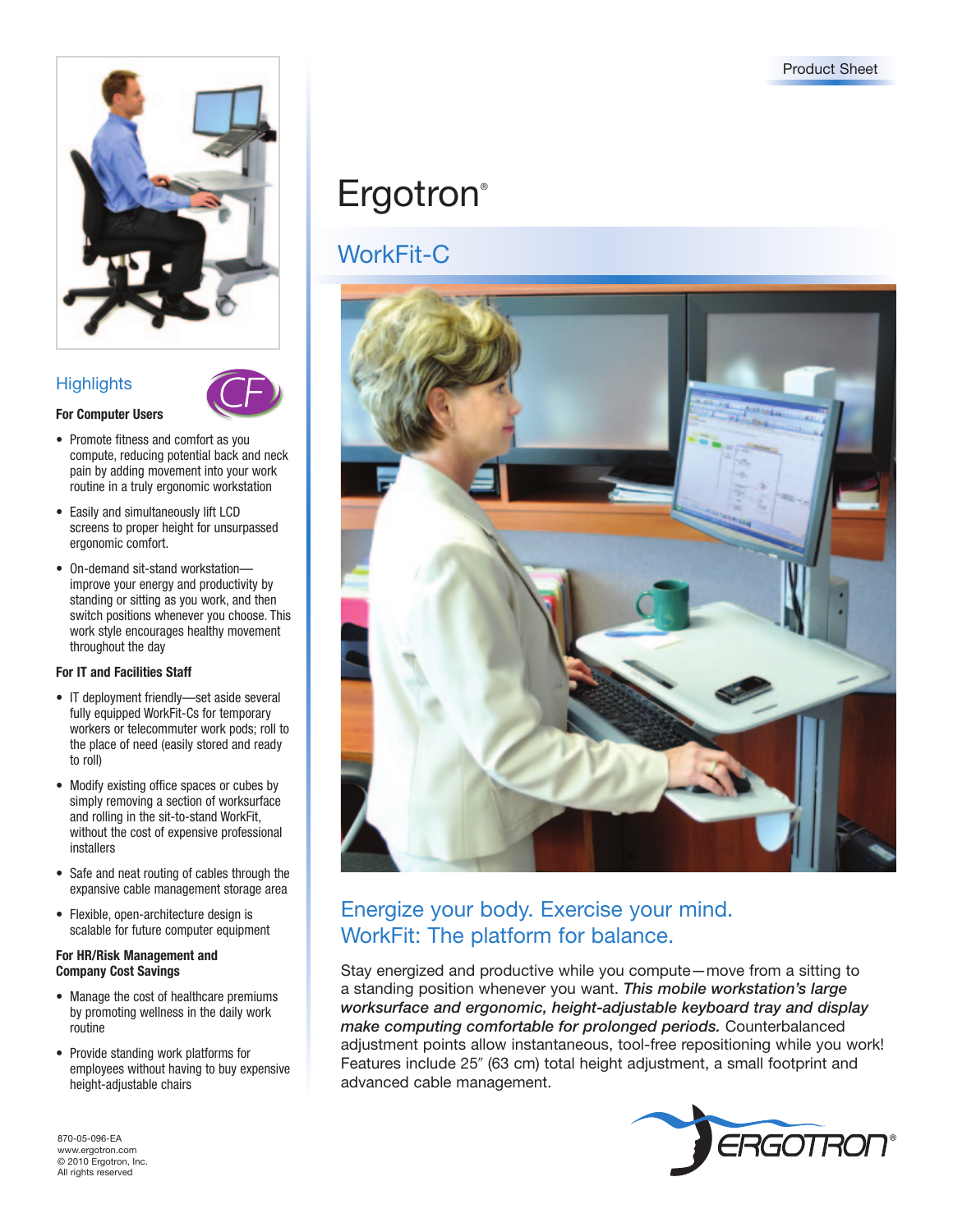Product Sheet

# Ergotron®

## WorkFit-C

## Energize your body. Exercise your mind.
## WorkFit: The platform for balance.

Stay energized and productive while you compute—move from a sitting to a standing position whenever you want. ***This mobile workstation's large worksurface and ergonomic, height-adjustable keyboard tray and display make computing comfortable for prolonged periods.*** Counterbalanced adjustment points allow instantaneous, tool-free repositioning while you work! Features include 25″ (63 cm) total height adjustment, a small footprint and advanced cable management.

## Highlights

**For Computer Users**

- Promote fitness and comfort as you compute, reducing potential back and neck pain by adding movement into your work routine in a truly ergonomic workstation
- Easily and simultaneously lift LCD screens to proper height for unsurpassed ergonomic comfort.
- On-demand sit-stand workstation—improve your energy and productivity by standing or sitting as you work, and then switch positions whenever you choose. This work style encourages healthy movement throughout the day

**For IT and Facilities Staff**

- IT deployment friendly—set aside several fully equipped WorkFit-Cs for temporary workers or telecommuter work pods; roll to the place of need (easily stored and ready to roll)
- Modify existing office spaces or cubes by simply removing a section of worksurface and rolling in the sit-to-stand WorkFit, without the cost of expensive professional installers
- Safe and neat routing of cables through the expansive cable management storage area
- Flexible, open-architecture design is scalable for future computer equipment

**For HR/Risk Management and Company Cost Savings**

- Manage the cost of healthcare premiums by promoting wellness in the daily work routine
- Provide standing work platforms for employees without having to buy expensive height-adjustable chairs

870-05-096-EA
www.ergotron.com
© 2010 Ergotron, Inc.
All rights reserved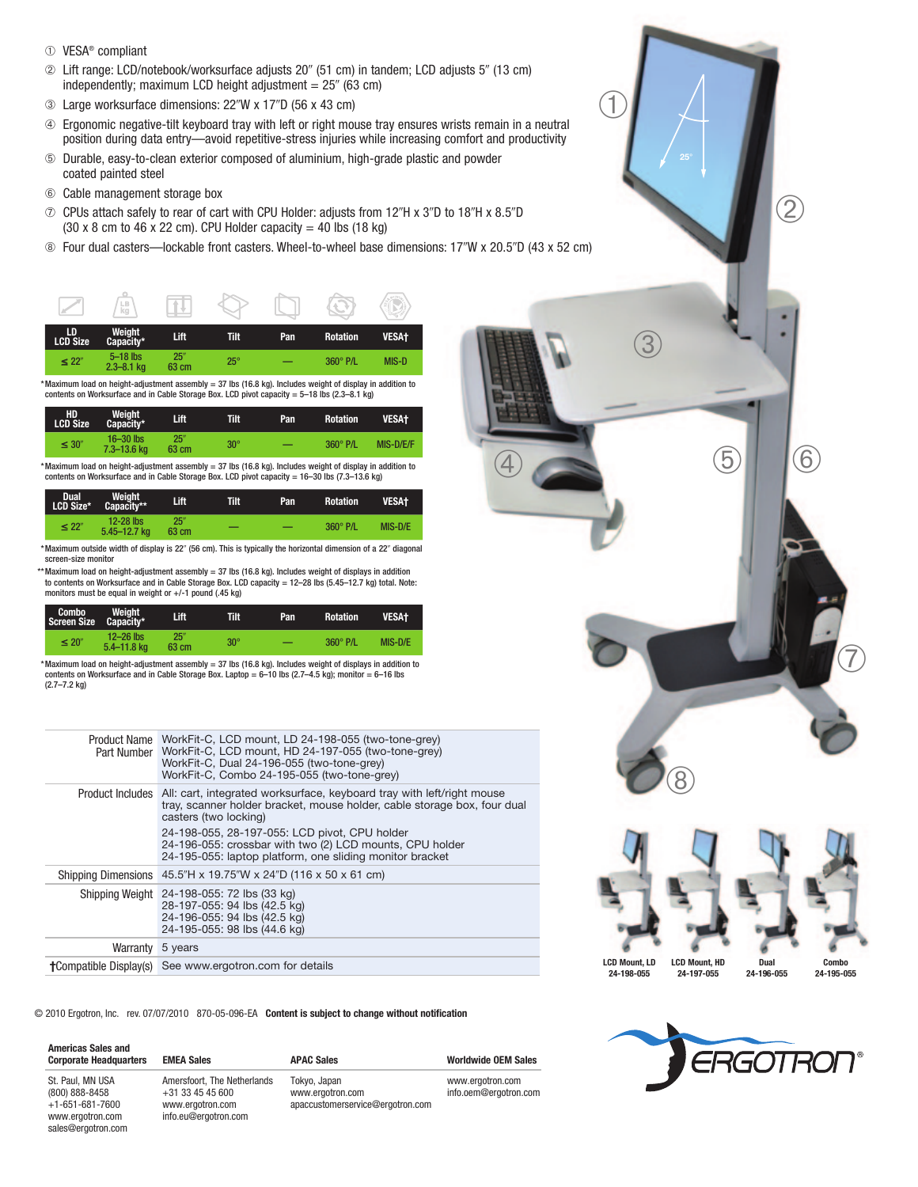① VESA® compliant

② Lift range: LCD/notebook/worksurface adjusts 20″ (51 cm) in tandem; LCD adjusts 5″ (13 cm) independently; maximum LCD height adjustment = 25″ (63 cm)

③ Large worksurface dimensions: 22″W x 17″D (56 x 43 cm)

④ Ergonomic negative-tilt keyboard tray with left or right mouse tray ensures wrists remain in a neutral position during data entry—avoid repetitive-stress injuries while increasing comfort and productivity

⑤ Durable, easy-to-clean exterior composed of aluminium, high-grade plastic and powder coated painted steel

⑥ Cable management storage box

⑦ CPUs attach safely to rear of cart with CPU Holder: adjusts from 12″H x 3″D to 18″H x 8.5″D (30 x 8 cm to 46 x 22 cm). CPU Holder capacity = 40 lbs (18 kg)

⑧ Four dual casters—lockable front casters. Wheel-to-wheel base dimensions: 17″W x 20.5″D (43 x 52 cm)

| LD LCD Size | Weight Capacity* | Lift | Tilt | Pan | Rotation | VESA† |
|---|---|---|---|---|---|---|
| ≤ 22″ | 5–18 lbs 2.3–8.1 kg | 25″ 63 cm | 25° | | 360° P/L | MIS-D |

*Maximum load on height-adjustment assembly = 37 lbs (16.8 kg). Includes weight of display in addition to contents on Worksurface and in Cable Storage Box. LCD pivot capacity = 5–18 lbs (2.3–8.1 kg)

| HD LCD Size | Weight Capacity* | Lift | Tilt | Pan | Rotation | VESA† |
|---|---|---|---|---|---|---|
| ≤ 30″ | 16–30 lbs 7.3–13.6 kg | 25″ 63 cm | 30° | — | 360° P/L | MIS-D/E/F |

*Maximum load on height-adjustment assembly = 37 lbs (16.8 kg). Includes weight of display in addition to contents on Worksurface and in Cable Storage Box. LCD pivot capacity = 16–30 lbs (7.3–13.6 kg)

| Dual LCD Size* | Weight Capacity** | Lift | Tilt | Pan | Rotation | VESA† |
|---|---|---|---|---|---|---|
| ≤ 22″ | 12-28 lbs 5.45–12.7 kg | 25″ 63 cm | — | — | 360° P/L | MIS-D/E |

*Maximum outside width of display is 22″ (56 cm). This is typically the horizontal dimension of a 22″ diagonal screen-size monitor

**Maximum load on height-adjustment assembly = 37 lbs (16.8 kg). Includes weight of displays in addition to contents on Worksurface and in Cable Storage Box. LCD capacity = 12–28 lbs (5.45–12.7 kg) total. Note: monitors must be equal in weight or +/-1 pound (.45 kg)

| Combo Screen Size | Weight Capacity* | Lift | Tilt | Pan | Rotation | VESA† |
|---|---|---|---|---|---|---|
| ≤ 20″ | 12–26 lbs 5.4–11.8 kg | 25″ 63 cm | 30° | — | 360° P/L | MIS-D/E |

*Maximum load on height-adjustment assembly = 37 lbs (16.8 kg). Includes weight of displays in addition to contents on Worksurface and in Cable Storage Box. Laptop = 6–10 lbs (2.7–4.5 kg); monitor = 6–16 lbs (2.7–7.2 kg)

| | |
|---|---|
| Product Name Part Number | WorkFit-C, LCD mount, LD 24-198-055 (two-tone-grey) WorkFit-C, LCD mount, HD 24-197-055 (two-tone-grey) WorkFit-C, Dual 24-196-055 (two-tone-grey) WorkFit-C, Combo 24-195-055 (two-tone-grey) |
| Product Includes | All: cart, integrated worksurface, keyboard tray with left/right mouse tray, scanner holder bracket, mouse holder, cable storage box, four dual casters (two locking) 24-198-055, 28-197-055: LCD pivot, CPU holder 24-196-055: crossbar with two (2) LCD mounts, CPU holder 24-195-055: laptop platform, one sliding monitor bracket |
| Shipping Dimensions | 45.5″H x 19.75″W x 24″D (116 x 50 x 61 cm) |
| Shipping Weight | 24-198-055: 72 lbs (33 kg) 28-197-055: 94 lbs (42.5 kg) 24-196-055: 94 lbs (42.5 kg) 24-195-055: 98 lbs (44.6 kg) |
| Warranty | 5 years |
| †Compatible Display(s) | See www.ergotron.com for details |

LCD Mount, LD 24-198-055

LCD Mount, HD 24-197-055

Dual 24-196-055

Combo 24-195-055

© 2010 Ergotron, Inc. rev. 07/07/2010 870-05-096-EA **Content is subject to change without notification**

**Americas Sales and Corporate Headquarters**
St. Paul, MN USA
(800) 888-8458
+1-651-681-7600
www.ergotron.com
sales@ergotron.com

**EMEA Sales**
Amersfoort, The Netherlands
+31 33 45 45 600
www.ergotron.com
info.eu@ergotron.com

**APAC Sales**
Tokyo, Japan
www.ergotron.com
apaccustomerservice@ergotron.com

**Worldwide OEM Sales**
www.ergotron.com
info.oem@ergotron.com

ERGOTRON®